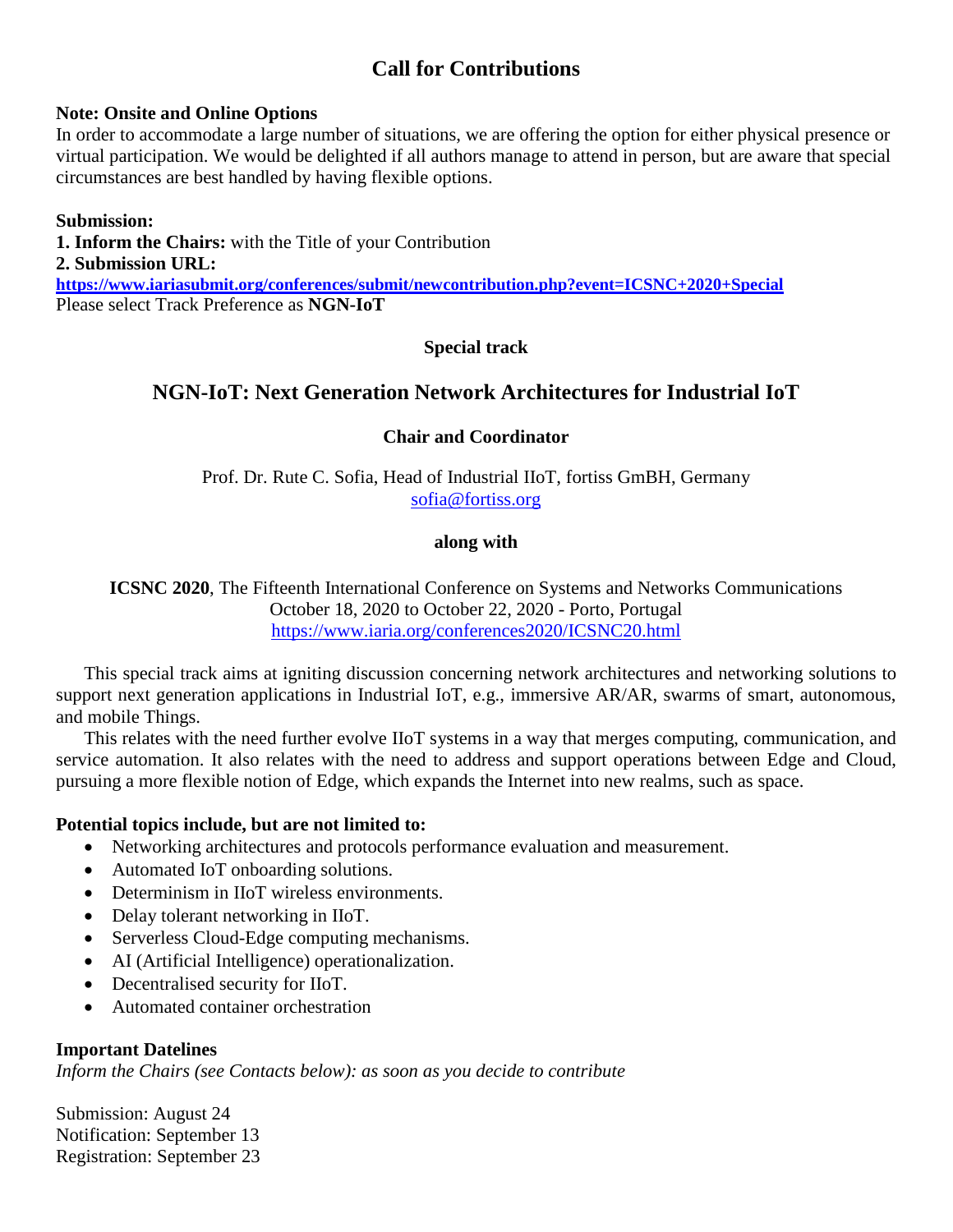# Call for Contributions

**Note: Onsite and Online Options**
In order to accommodate a large number of situations, we are offering the option for either physical presence or virtual participation. We would be delighted if all authors manage to attend in person, but are aware that special circumstances are best handled by having flexible options.

**Submission:**
**1. Inform the Chairs:** with the Title of your Contribution
**2. Submission URL:**
**https://www.iariasubmit.org/conferences/submit/newcontribution.php?event=ICSNC+2020+Special**
Please select Track Preference as **NGN-IoT**

**Special track**

## NGN-IoT: Next Generation Network Architectures for Industrial IoT

**Chair and Coordinator**

Prof. Dr. Rute C. Sofia, Head of Industrial IIoT, fortiss GmBH, Germany
sofia@fortiss.org

**along with**

**ICSNC 2020**, The Fifteenth International Conference on Systems and Networks Communications
October 18, 2020 to October 22, 2020 - Porto, Portugal
https://www.iaria.org/conferences2020/ICSNC20.html

This special track aims at igniting discussion concerning network architectures and networking solutions to support next generation applications in Industrial IoT, e.g., immersive AR/AR, swarms of smart, autonomous, and mobile Things.

This relates with the need further evolve IIoT systems in a way that merges computing, communication, and service automation. It also relates with the need to address and support operations between Edge and Cloud, pursuing a more flexible notion of Edge, which expands the Internet into new realms, such as space.

**Potential topics include, but are not limited to:**

- Networking architectures and protocols performance evaluation and measurement.
- Automated IoT onboarding solutions.
- Determinism in IIoT wireless environments.
- Delay tolerant networking in IIoT.
- Serverless Cloud-Edge computing mechanisms.
- AI (Artificial Intelligence) operationalization.
- Decentralised security for IIoT.
- Automated container orchestration

**Important Datelines**
*Inform the Chairs (see Contacts below): as soon as you decide to contribute*

Submission: August 24
Notification: September 13
Registration: September 23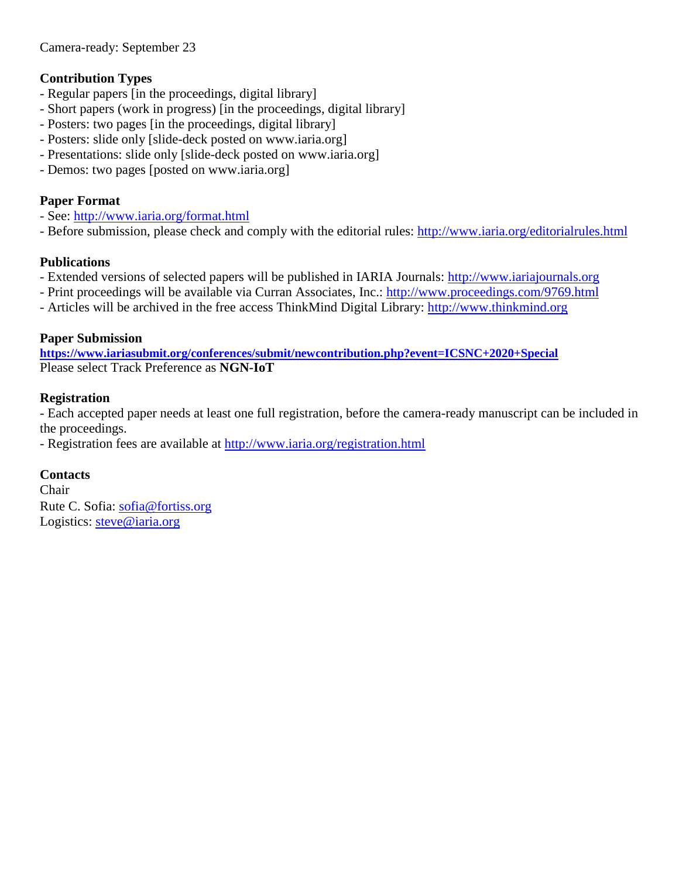Camera-ready: September 23

**Contribution Types**

- Regular papers [in the proceedings, digital library]
- Short papers (work in progress) [in the proceedings, digital library]
- Posters: two pages [in the proceedings, digital library]
- Posters: slide only [slide-deck posted on www.iaria.org]
- Presentations: slide only [slide-deck posted on www.iaria.org]
- Demos: two pages [posted on www.iaria.org]

**Paper Format**

- See: http://www.iaria.org/format.html
- Before submission, please check and comply with the editorial rules: http://www.iaria.org/editorialrules.html

**Publications**

- Extended versions of selected papers will be published in IARIA Journals: http://www.iariajournals.org
- Print proceedings will be available via Curran Associates, Inc.: http://www.proceedings.com/9769.html
- Articles will be archived in the free access ThinkMind Digital Library: http://www.thinkmind.org

**Paper Submission**

**https://www.iariasubmit.org/conferences/submit/newcontribution.php?event=ICSNC+2020+Special**
Please select Track Preference as **NGN-IoT**

**Registration**

- Each accepted paper needs at least one full registration, before the camera-ready manuscript can be included in the proceedings.
- Registration fees are available at http://www.iaria.org/registration.html

**Contacts**

Chair
Rute C. Sofia: sofia@fortiss.org
Logistics: steve@iaria.org